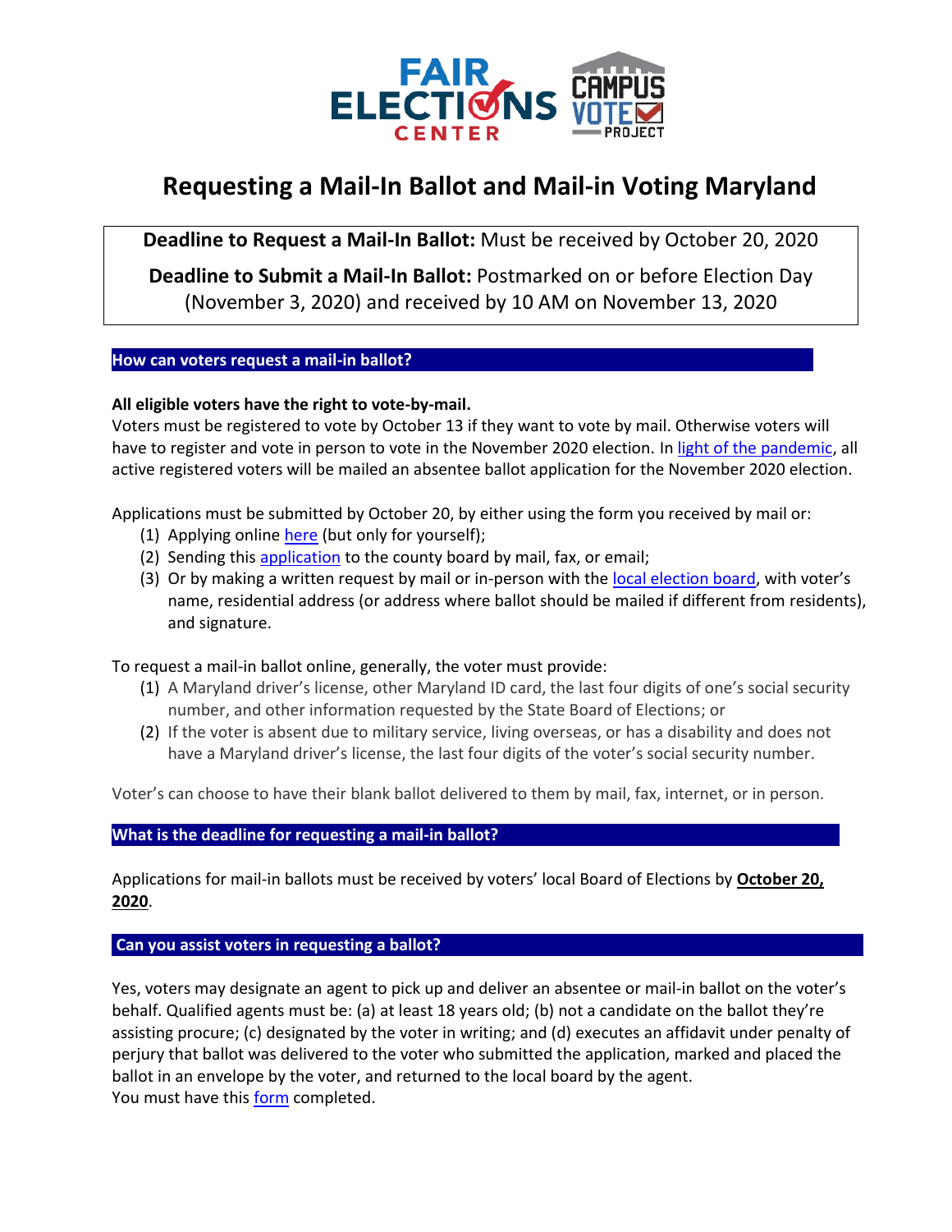# Requesting a Mail-In Ballot and Mail-in Voting Maryland

**Deadline to Request a Mail-In Ballot:** Must be received by October 20, 2020

**Deadline to Submit a Mail-In Ballot:** Postmarked on or before Election Day (November 3, 2020) and received by 10 AM on November 13, 2020

## How can voters request a mail-in ballot?

**All eligible voters have the right to vote-by-mail.**

Voters must be registered to vote by October 13 if they want to vote by mail. Otherwise voters will have to register and vote in person to vote in the November 2020 election. In light of the pandemic, all active registered voters will be mailed an absentee ballot application for the November 2020 election.

Applications must be submitted by October 20, by either using the form you received by mail or:

1. Applying online here (but only for yourself);
2. Sending this application to the county board by mail, fax, or email;
3. Or by making a written request by mail or in-person with the local election board, with voter's name, residential address (or address where ballot should be mailed if different from residents), and signature.

To request a mail-in ballot online, generally, the voter must provide:

1. A Maryland driver's license, other Maryland ID card, the last four digits of one's social security number, and other information requested by the State Board of Elections; or
2. If the voter is absent due to military service, living overseas, or has a disability and does not have a Maryland driver's license, the last four digits of the voter's social security number.

Voter's can choose to have their blank ballot delivered to them by mail, fax, internet, or in person.

## What is the deadline for requesting a mail-in ballot?

Applications for mail-in ballots must be received by voters' local Board of Elections by **October 20, 2020**.

## Can you assist voters in requesting a ballot?

Yes, voters may designate an agent to pick up and deliver an absentee or mail-in ballot on the voter's behalf. Qualified agents must be: (a) at least 18 years old; (b) not a candidate on the ballot they're assisting procure; (c) designated by the voter in writing; and (d) executes an affidavit under penalty of perjury that ballot was delivered to the voter who submitted the application, marked and placed the ballot in an envelope by the voter, and returned to the local board by the agent.
You must have this form completed.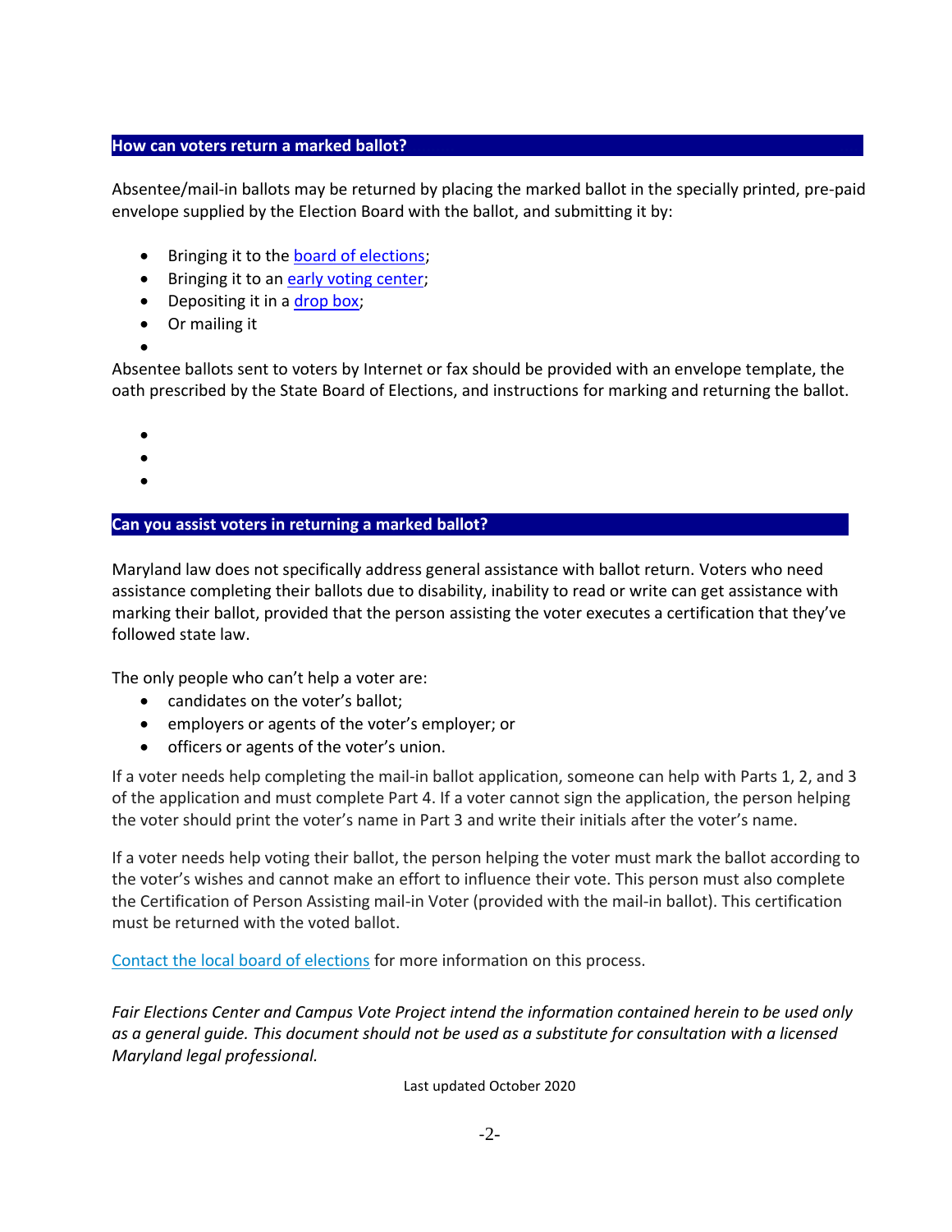## How can voters return a marked ballot?

Absentee/mail-in ballots may be returned by placing the marked ballot in the specially printed, pre-paid envelope supplied by the Election Board with the ballot, and submitting it by:

- Bringing it to the board of elections;
- Bringing it to an early voting center;
- Depositing it in a drop box;
- Or mailing it

Absentee ballots sent to voters by Internet or fax should be provided with an envelope template, the oath prescribed by the State Board of Elections, and instructions for marking and returning the ballot.

## Can you assist voters in returning a marked ballot?

Maryland law does not specifically address general assistance with ballot return. Voters who need assistance completing their ballots due to disability, inability to read or write can get assistance with marking their ballot, provided that the person assisting the voter executes a certification that they've followed state law.

The only people who can't help a voter are:

- candidates on the voter's ballot;
- employers or agents of the voter's employer; or
- officers or agents of the voter's union.

If a voter needs help completing the mail-in ballot application, someone can help with Parts 1, 2, and 3 of the application and must complete Part 4. If a voter cannot sign the application, the person helping the voter should print the voter's name in Part 3 and write their initials after the voter's name.

If a voter needs help voting their ballot, the person helping the voter must mark the ballot according to the voter's wishes and cannot make an effort to influence their vote. This person must also complete the Certification of Person Assisting mail-in Voter (provided with the mail-in ballot). This certification must be returned with the voted ballot.

Contact the local board of elections for more information on this process.

*Fair Elections Center and Campus Vote Project intend the information contained herein to be used only as a general guide. This document should not be used as a substitute for consultation with a licensed Maryland legal professional.*

Last updated October 2020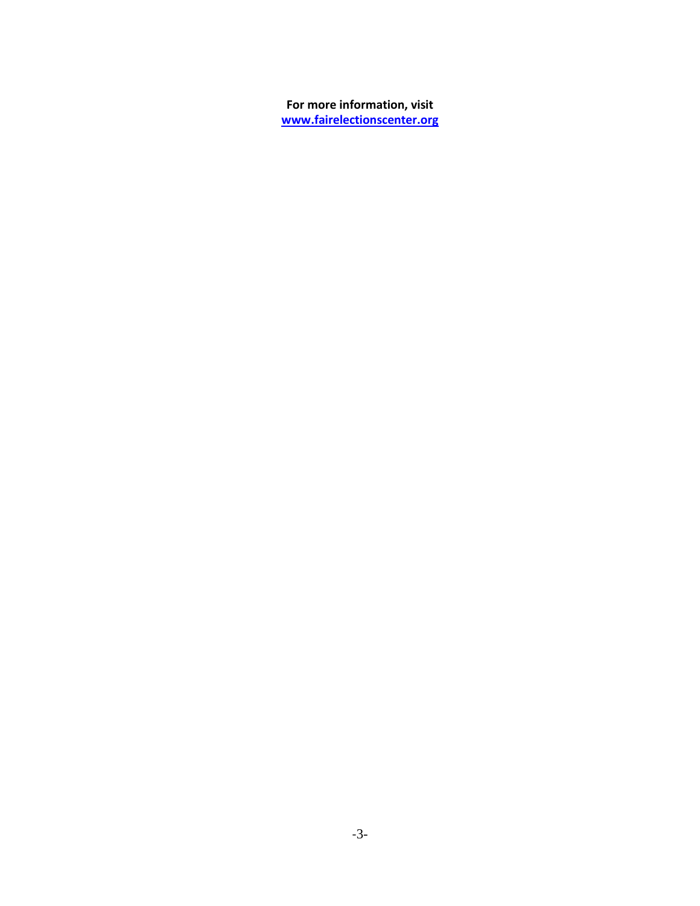**For more information, visit**
**[www.fairelectionscenter.org](http://www.fairelectionscenter.org)**